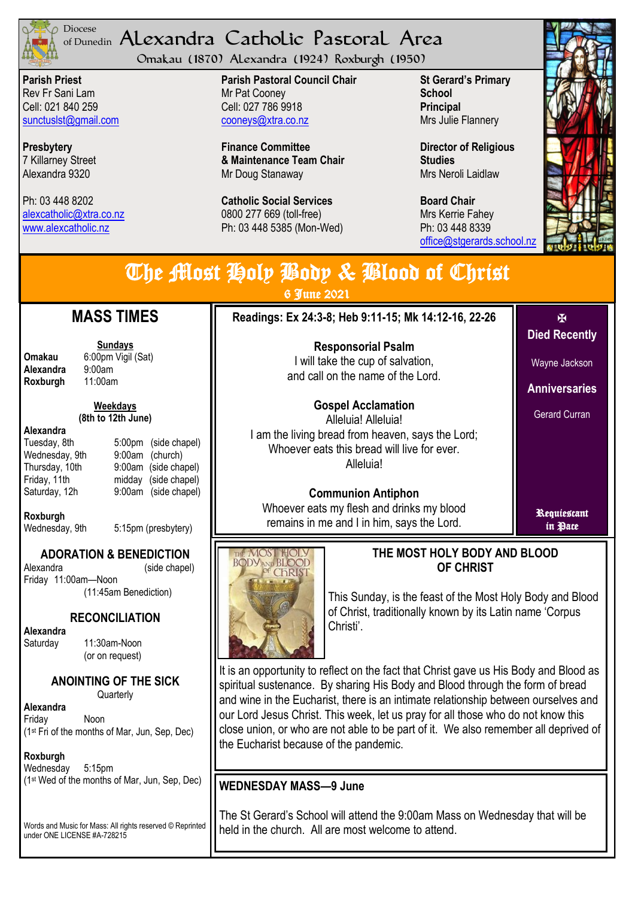Diocese of Dunedin

# Alexandra Catholic Pastoral Area

Omakau (1870) Alexandra (1924) Roxburgh (1950)

**Parish Priest**
Rev Fr Sani Lam
Cell: 021 840 259
sunctuslst@gmail.com

**Presbytery**
7 Killarney Street
Alexandra 9320

Ph: 03 448 8202
alexcatholic@xtra.co.nz
www.alexcatholic.nz

**Parish Pastoral Council Chair**
Mr Pat Cooney
Cell: 027 786 9918
cooneys@xtra.co.nz

**Finance Committee & Maintenance Team Chair**
Mr Doug Stanaway

**Catholic Social Services**
0800 277 669 (toll-free)
Ph: 03 448 5385 (Mon-Wed)

**St Gerard's Primary School Principal**
Mrs Julie Flannery

**Director of Religious Studies**
Mrs Neroli Laidlaw

**Board Chair**
Mrs Kerrie Fahey
Ph: 03 448 8339
office@stgerards.school.nz

# The Most Holy Body & Blood of Christ

6 June 2021

## MASS TIMES

**Sundays**

**Omakau** 6:00pm Vigil (Sat)
**Alexandra** 9:00am
**Roxburgh** 11:00am

**Weekdays**
**(8th to 12th June)**

**Alexandra**

| | | |
|---|---|---|
| Tuesday, 8th | 5:00pm | (side chapel) |
| Wednesday, 9th | 9:00am | (church) |
| Thursday, 10th | 9:00am | (side chapel) |
| Friday, 11th | midday | (side chapel) |
| Saturday, 12h | 9:00am | (side chapel) |

**Roxburgh**
Wednesday, 9th 5:15pm (presbytery)

### ADORATION & BENEDICTION

Alexandra (side chapel)
Friday 11:00am—Noon
(11:45am Benediction)

### RECONCILIATION

**Alexandra**
Saturday 11:30am-Noon
(or on request)

### ANOINTING OF THE SICK

Quarterly

**Alexandra**
Friday Noon
(1st Fri of the months of Mar, Jun, Sep, Dec)

**Roxburgh**
Wednesday 5:15pm
(1st Wed of the months of Mar, Jun, Sep, Dec)

Words and Music for Mass: All rights reserved © Reprinted under ONE LICENSE #A-728215

**Readings: Ex 24:3-8; Heb 9:11-15; Mk 14:12-16, 22-26**

**Responsorial Psalm**
I will take the cup of salvation,
and call on the name of the Lord.

**Gospel Acclamation**
Alleluia! Alleluia!
I am the living bread from heaven, says the Lord;
Whoever eats this bread will live for ever.
Alleluia!

**Communion Antiphon**
Whoever eats my flesh and drinks my blood
remains in me and I in him, says the Lord.

✠

**Died Recently**

Wayne Jackson

**Anniversaries**

Gerard Curran

**Requiescant in Pace**

### THE MOST HOLY BODY AND BLOOD OF CHRIST

This Sunday, is the feast of the Most Holy Body and Blood of Christ, traditionally known by its Latin name 'Corpus Christi'.

It is an opportunity to reflect on the fact that Christ gave us His Body and Blood as spiritual sustenance. By sharing His Body and Blood through the form of bread and wine in the Eucharist, there is an intimate relationship between ourselves and our Lord Jesus Christ. This week, let us pray for all those who do not know this close union, or who are not able to be part of it. We also remember all deprived of the Eucharist because of the pandemic.

### WEDNESDAY MASS—9 June

The St Gerard's School will attend the 9:00am Mass on Wednesday that will be held in the church. All are most welcome to attend.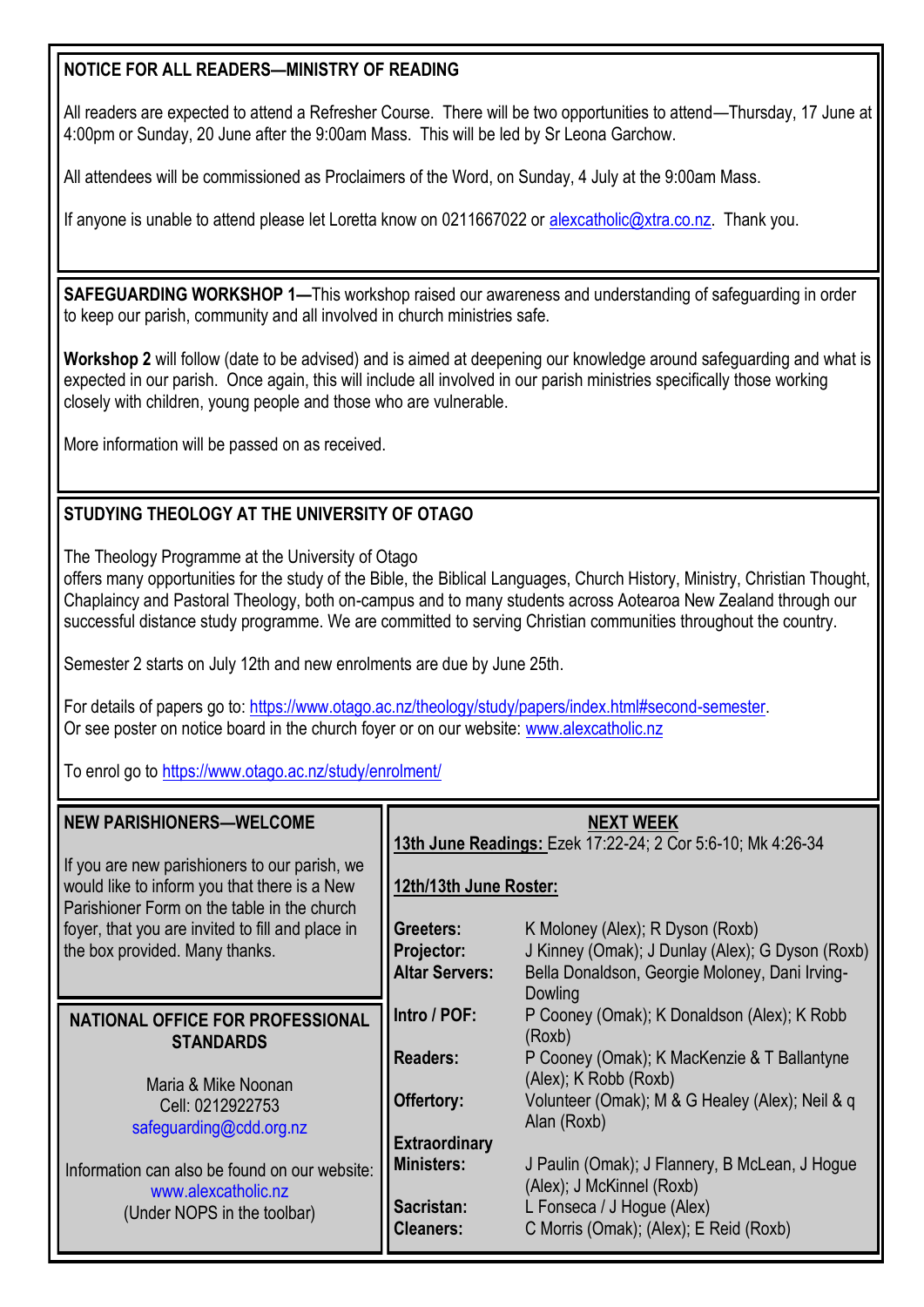## NOTICE FOR ALL READERS—MINISTRY OF READING

All readers are expected to attend a Refresher Course. There will be two opportunities to attend—Thursday, 17 June at 4:00pm or Sunday, 20 June after the 9:00am Mass. This will be led by Sr Leona Garchow.

All attendees will be commissioned as Proclaimers of the Word, on Sunday, 4 July at the 9:00am Mass.

If anyone is unable to attend please let Loretta know on 0211667022 or alexcatholic@xtra.co.nz. Thank you.

**SAFEGUARDING WORKSHOP 1—**This workshop raised our awareness and understanding of safeguarding in order to keep our parish, community and all involved in church ministries safe.

**Workshop 2** will follow (date to be advised) and is aimed at deepening our knowledge around safeguarding and what is expected in our parish. Once again, this will include all involved in our parish ministries specifically those working closely with children, young people and those who are vulnerable.

More information will be passed on as received.

## STUDYING THEOLOGY AT THE UNIVERSITY OF OTAGO

The Theology Programme at the University of Otago
offers many opportunities for the study of the Bible, the Biblical Languages, Church History, Ministry, Christian Thought, Chaplaincy and Pastoral Theology, both on-campus and to many students across Aotearoa New Zealand through our successful distance study programme. We are committed to serving Christian communities throughout the country.

Semester 2 starts on July 12th and new enrolments are due by June 25th.

For details of papers go to: https://www.otago.ac.nz/theology/study/papers/index.html#second-semester.
Or see poster on notice board in the church foyer or on our website: www.alexcatholic.nz

To enrol go to https://www.otago.ac.nz/study/enrolment/

## NEW PARISHIONERS—WELCOME

If you are new parishioners to our parish, we would like to inform you that there is a New Parishioner Form on the table in the church foyer, that you are invited to fill and place in the box provided. Many thanks.

## NATIONAL OFFICE FOR PROFESSIONAL STANDARDS

Maria & Mike Noonan
Cell: 0212922753
safeguarding@cdd.org.nz

Information can also be found on our website:
www.alexcatholic.nz
(Under NOPS in the toolbar)

## NEXT WEEK

**13th June Readings:** Ezek 17:22-24; 2 Cor 5:6-10; Mk 4:26-34

**12th/13th June Roster:**

| | |
|---|---|
| **Greeters:** | K Moloney (Alex); R Dyson (Roxb) |
| **Projector:** | J Kinney (Omak); J Dunlay (Alex); G Dyson (Roxb) |
| **Altar Servers:** | Bella Donaldson, Georgie Moloney, Dani Irving-Dowling |
| **Intro / POF:** | P Cooney (Omak); K Donaldson (Alex); K Robb (Roxb) |
| **Readers:** | P Cooney (Omak); K MacKenzie & T Ballantyne (Alex); K Robb (Roxb) |
| **Offertory:** | Volunteer (Omak); M & G Healey (Alex); Neil & q Alan (Roxb) |
| **Extraordinary Ministers:** | J Paulin (Omak); J Flannery, B McLean, J Hogue (Alex); J McKinnel (Roxb) |
| **Sacristan:** | L Fonseca / J Hogue (Alex) |
| **Cleaners:** | C Morris (Omak); (Alex); E Reid (Roxb) |